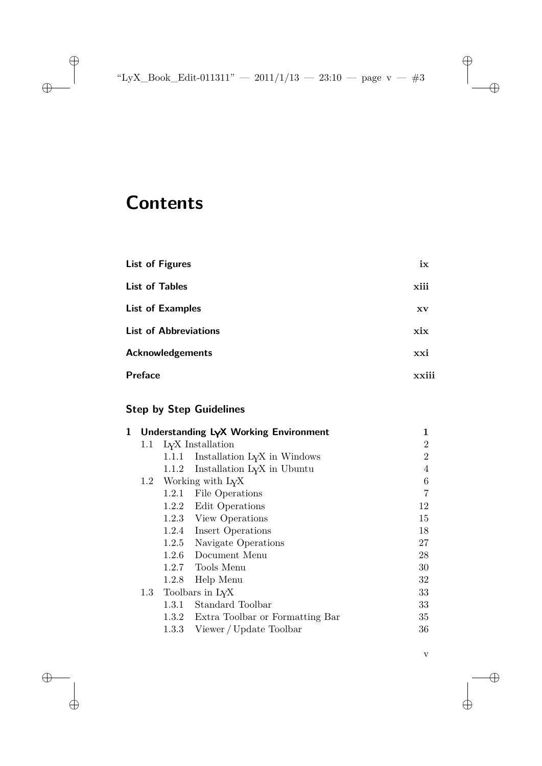# Contents

| | |
|---|---|
| **List of Figures** | **ix** |
| **List of Tables** | **xiii** |
| **List of Examples** | **xv** |
| **List of Abbreviations** | **xix** |
| **Acknowledgements** | **xxi** |
| **Preface** | **xxiii** |

## Step by Step Guidelines

| | | |
|---|---|---|
| **1** | **Understanding LyX Working Environment** | **1** |
| 1.1 | LyX Installation | 2 |
| 1.1.1 | Installation LyX in Windows | 2 |
| 1.1.2 | Installation LyX in Ubuntu | 4 |
| 1.2 | Working with LyX | 6 |
| 1.2.1 | File Operations | 7 |
| 1.2.2 | Edit Operations | 12 |
| 1.2.3 | View Operations | 15 |
| 1.2.4 | Insert Operations | 18 |
| 1.2.5 | Navigate Operations | 27 |
| 1.2.6 | Document Menu | 28 |
| 1.2.7 | Tools Menu | 30 |
| 1.2.8 | Help Menu | 32 |
| 1.3 | Toolbars in LyX | 33 |
| 1.3.1 | Standard Toolbar | 33 |
| 1.3.2 | Extra Toolbar or Formatting Bar | 35 |
| 1.3.3 | Viewer / Update Toolbar | 36 |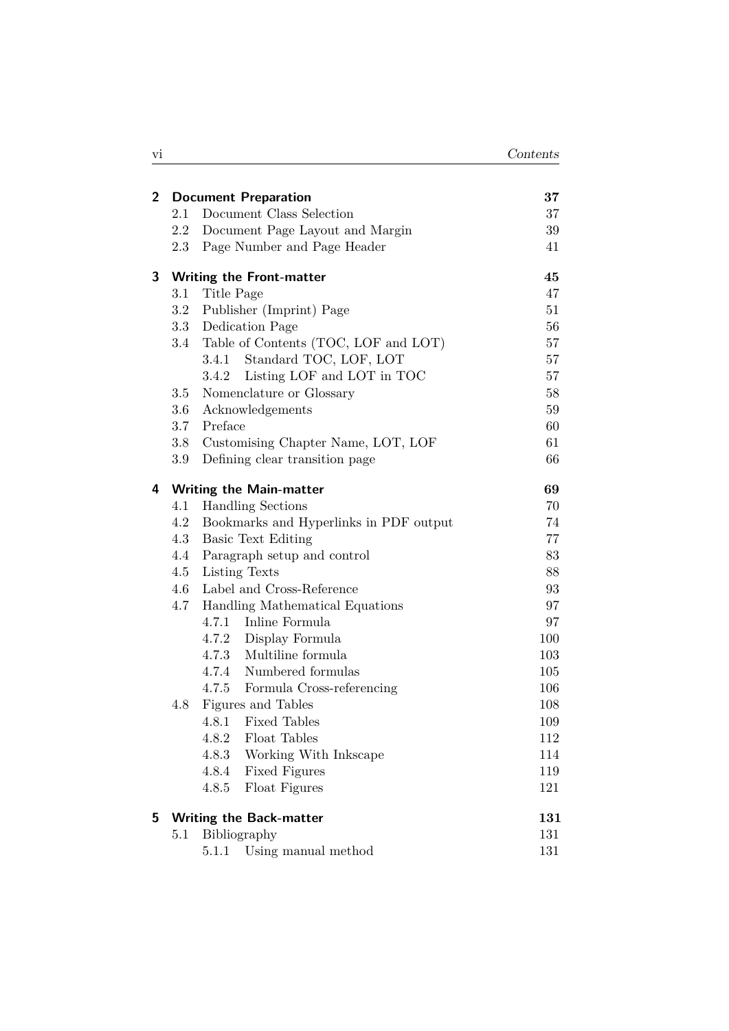| | | |
|---|---|---|
| **2** | **Document Preparation** | **37** |
| 2.1 | Document Class Selection | 37 |
| 2.2 | Document Page Layout and Margin | 39 |
| 2.3 | Page Number and Page Header | 41 |
| **3** | **Writing the Front-matter** | **45** |
| 3.1 | Title Page | 47 |
| 3.2 | Publisher (Imprint) Page | 51 |
| 3.3 | Dedication Page | 56 |
| 3.4 | Table of Contents (TOC, LOF and LOT) | 57 |
| 3.4.1 | Standard TOC, LOF, LOT | 57 |
| 3.4.2 | Listing LOF and LOT in TOC | 57 |
| 3.5 | Nomenclature or Glossary | 58 |
| 3.6 | Acknowledgements | 59 |
| 3.7 | Preface | 60 |
| 3.8 | Customising Chapter Name, LOT, LOF | 61 |
| 3.9 | Defining clear transition page | 66 |
| **4** | **Writing the Main-matter** | **69** |
| 4.1 | Handling Sections | 70 |
| 4.2 | Bookmarks and Hyperlinks in PDF output | 74 |
| 4.3 | Basic Text Editing | 77 |
| 4.4 | Paragraph setup and control | 83 |
| 4.5 | Listing Texts | 88 |
| 4.6 | Label and Cross-Reference | 93 |
| 4.7 | Handling Mathematical Equations | 97 |
| 4.7.1 | Inline Formula | 97 |
| 4.7.2 | Display Formula | 100 |
| 4.7.3 | Multiline formula | 103 |
| 4.7.4 | Numbered formulas | 105 |
| 4.7.5 | Formula Cross-referencing | 106 |
| 4.8 | Figures and Tables | 108 |
| 4.8.1 | Fixed Tables | 109 |
| 4.8.2 | Float Tables | 112 |
| 4.8.3 | Working With Inkscape | 114 |
| 4.8.4 | Fixed Figures | 119 |
| 4.8.5 | Float Figures | 121 |
| **5** | **Writing the Back-matter** | **131** |
| 5.1 | Bibliography | 131 |
| 5.1.1 | Using manual method | 131 |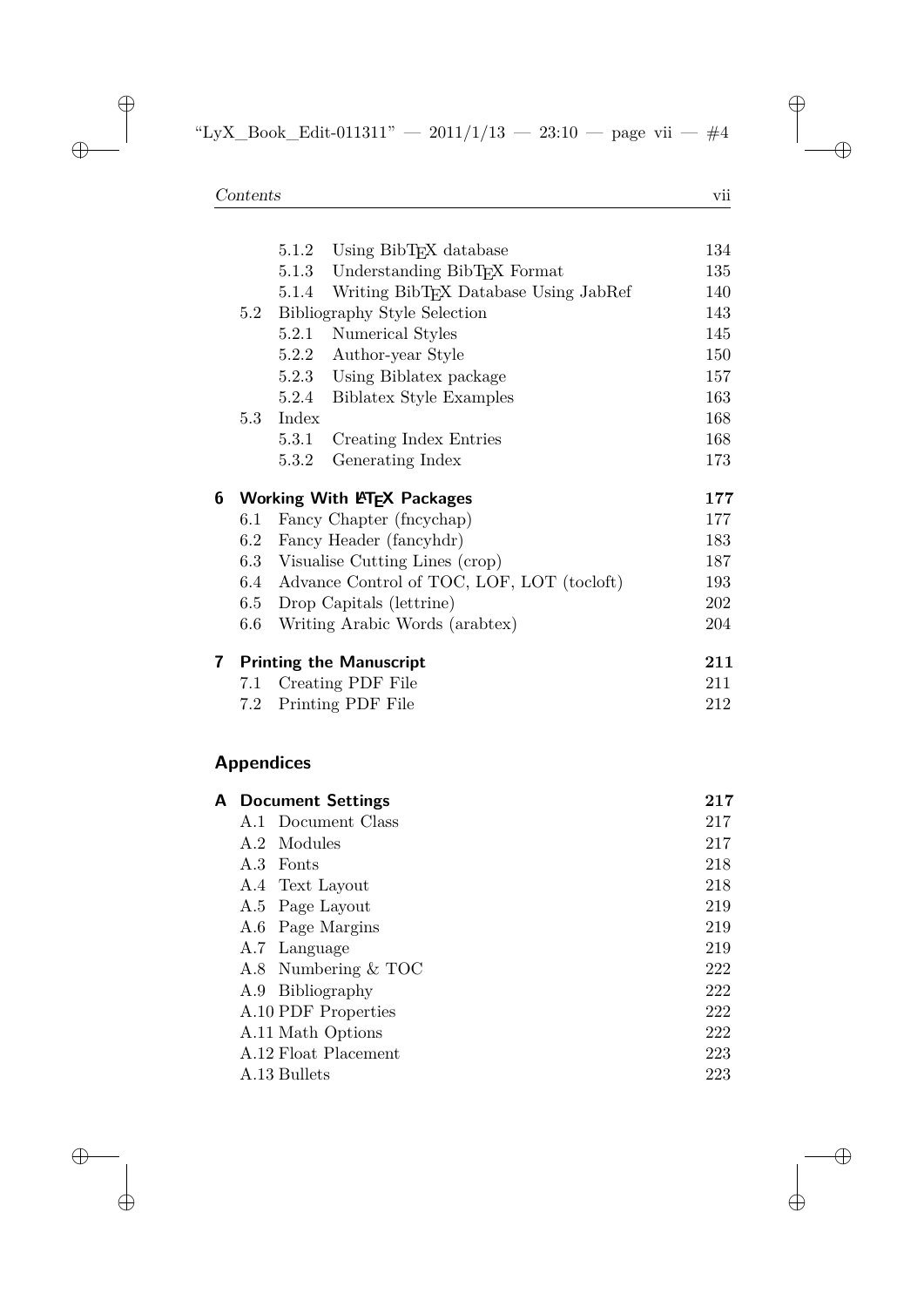5.1.2 Using BibTEX database 134
5.1.3 Understanding BibTEX Format 135
5.1.4 Writing BibTEX Database Using JabRef 140
5.2 Bibliography Style Selection 143
5.2.1 Numerical Styles 145
5.2.2 Author-year Style 150
5.2.3 Using Biblatex package 157
5.2.4 Biblatex Style Examples 163
5.3 Index 168
5.3.1 Creating Index Entries 168
5.3.2 Generating Index 173

**6 Working With LaTeX Packages 177**

6.1 Fancy Chapter (fncychap) 177
6.2 Fancy Header (fancyhdr) 183
6.3 Visualise Cutting Lines (crop) 187
6.4 Advance Control of TOC, LOF, LOT (tocloft) 193
6.5 Drop Capitals (lettrine) 202
6.6 Writing Arabic Words (arabtex) 204

**7 Printing the Manuscript 211**

7.1 Creating PDF File 211
7.2 Printing PDF File 212

## Appendices

**A Document Settings 217**

A.1 Document Class 217
A.2 Modules 217
A.3 Fonts 218
A.4 Text Layout 218
A.5 Page Layout 219
A.6 Page Margins 219
A.7 Language 219
A.8 Numbering & TOC 222
A.9 Bibliography 222
A.10 PDF Properties 222
A.11 Math Options 222
A.12 Float Placement 223
A.13 Bullets 223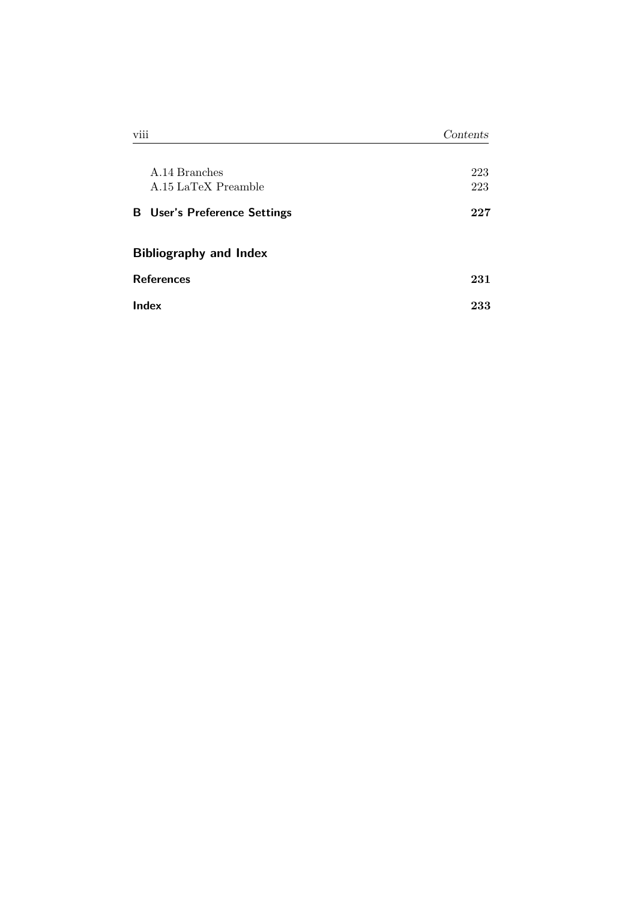A.14 Branches 223
A.15 LaTeX Preamble 223

**B User's Preference Settings** **227**

## Bibliography and Index

**References** **231**

**Index** **233**